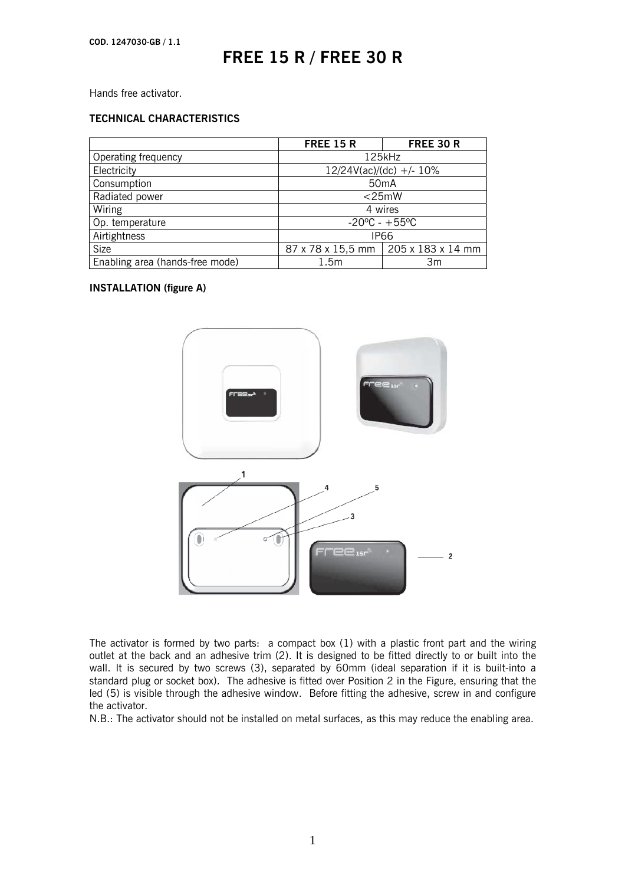COD. 1247030-GB / 1.1

# FREE 15 R / FREE 30 R

Hands free activator.

## TECHNICAL CHARACTERISTICS

| | FREE 15 R | FREE 30 R |
|---|---|---|
| Operating frequency | 125kHz | |
| Electricity | 12/24V(ac)/(dc) +/- 10% | |
| Consumption | 50mA | |
| Radiated power | <25mW | |
| Wiring | 4 wires | |
| Op. temperature | -20ºC - +55ºC | |
| Airtightness | IP66 | |
| Size | 87 x 78 x 15,5 mm | 205 x 183 x 14 mm |
| Enabling area (hands-free mode) | 1.5m | 3m |

## INSTALLATION (figure A)

The activator is formed by two parts: a compact box (1) with a plastic front part and the wiring outlet at the back and an adhesive trim (2). It is designed to be fitted directly to or built into the wall. It is secured by two screws (3), separated by 60mm (ideal separation if it is built-into a standard plug or socket box). The adhesive is fitted over Position 2 in the Figure, ensuring that the led (5) is visible through the adhesive window. Before fitting the adhesive, screw in and configure the activator.

N.B.: The activator should not be installed on metal surfaces, as this may reduce the enabling area.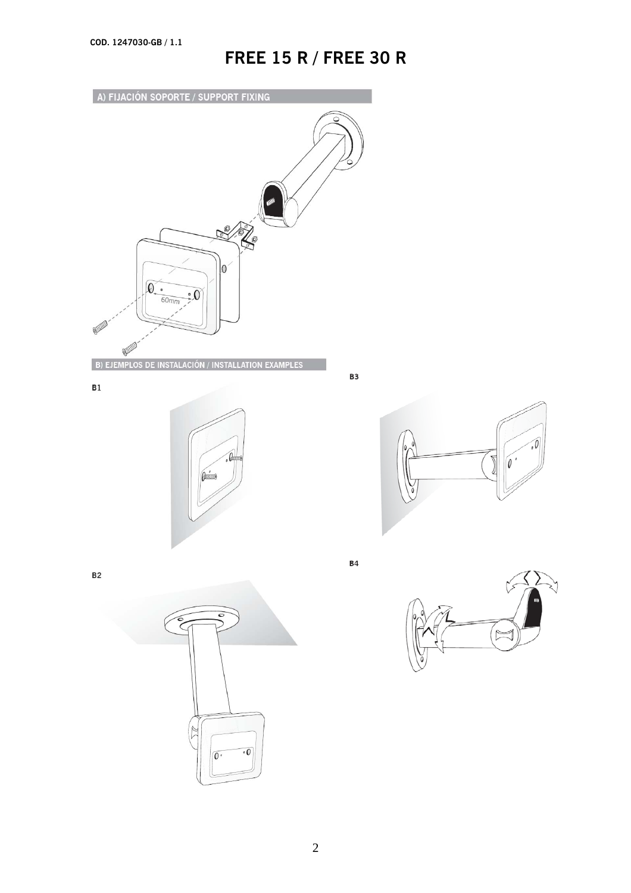COD. 1247030-GB / 1.1

# FREE 15 R / FREE 30 R

## A) FIJACIÓN SOPORTE / SUPPORT FIXING

60mm

## B) EJEMPLOS DE INSTALACIÓN / INSTALLATION EXAMPLES

B1

B2

B3

B4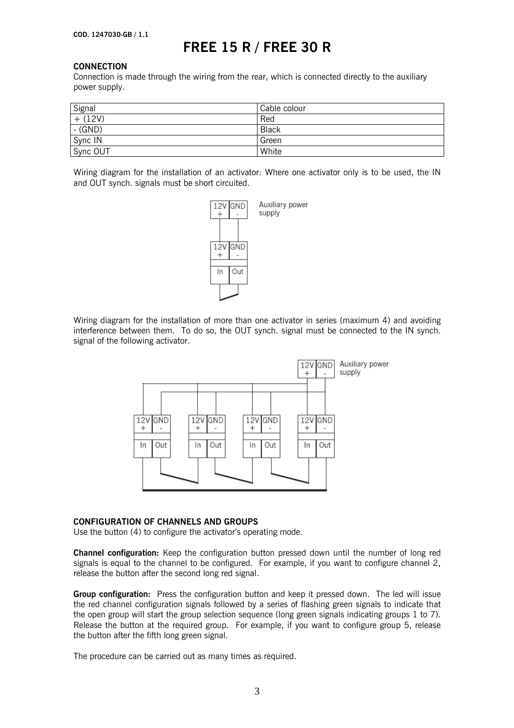COD. 1247030-GB / 1.1

# FREE 15 R / FREE 30 R

## CONNECTION

Connection is made through the wiring from the rear, which is connected directly to the auxiliary power supply.

| Signal | Cable colour |
|---|---|
| + (12V) | Red |
| - (GND) | Black |
| Sync IN | Green |
| Sync OUT | White |

Wiring diagram for the installation of an activator: Where one activator only is to be used, the IN and OUT synch. signals must be short circuited.

Wiring diagram for the installation of more than one activator in series (maximum 4) and avoiding interference between them. To do so, the OUT synch. signal must be connected to the IN synch. signal of the following activator.

## CONFIGURATION OF CHANNELS AND GROUPS

Use the button (4) to configure the activator's operating mode.

**Channel configuration:** Keep the configuration button pressed down until the number of long red signals is equal to the channel to be configured. For example, if you want to configure channel 2, release the button after the second long red signal.

**Group configuration:** Press the configuration button and keep it pressed down. The led will issue the red channel configuration signals followed by a series of flashing green signals to indicate that the open group will start the group selection sequence (long green signals indicating groups 1 to 7). Release the button at the required group. For example, if you want to configure group 5, release the button after the fifth long green signal.

The procedure can be carried out as many times as required.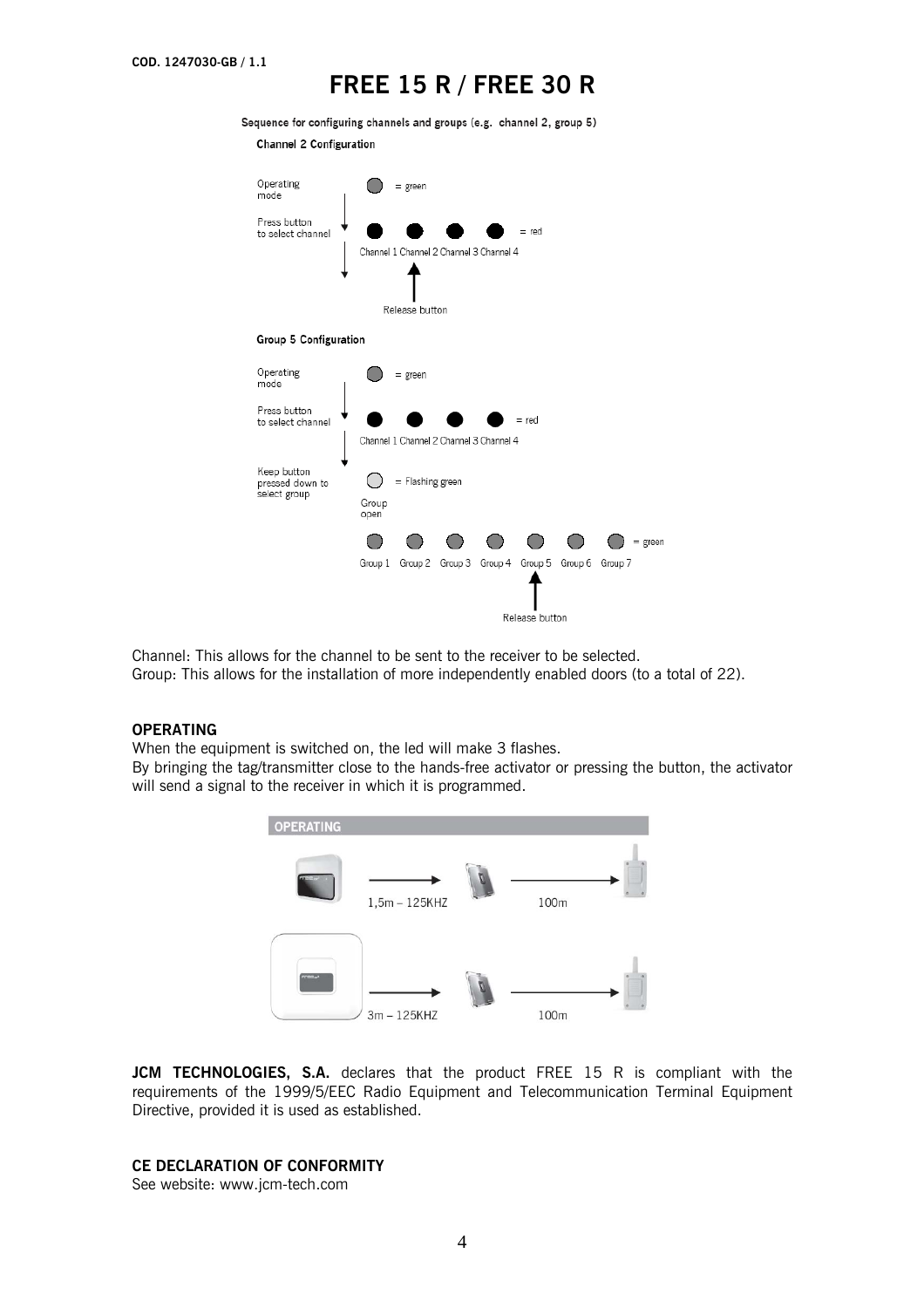# FREE 15 R / FREE 30 R

Sequence for configuring channels and groups (e.g. channel 2, group 5)

Channel 2 Configuration

Operating mode
= green
Press button to select channel
= red
Channel 1 Channel 2 Channel 3 Channel 4
Release button

Group 5 Configuration

Operating mode
= green
Press button to select channel
= red
Channel 1 Channel 2 Channel 3 Channel 4
Keep button pressed down to select group
= Flashing green
Group open
= green
Group 1 Group 2 Group 3 Group 4 Group 5 Group 6 Group 7
Release button

Channel: This allows for the channel to be sent to the receiver to be selected.
Group: This allows for the installation of more independently enabled doors (to a total of 22).

## OPERATING

When the equipment is switched on, the led will make 3 flashes.
By bringing the tag/transmitter close to the hands-free activator or pressing the button, the activator will send a signal to the receiver in which it is programmed.

OPERATING

1,5m – 125KHZ
100m

3m – 125KHZ
100m

**JCM TECHNOLOGIES, S.A.** declares that the product FREE 15 R is compliant with the requirements of the 1999/5/EEC Radio Equipment and Telecommunication Terminal Equipment Directive, provided it is used as established.

## CE DECLARATION OF CONFORMITY

See website: www.jcm-tech.com